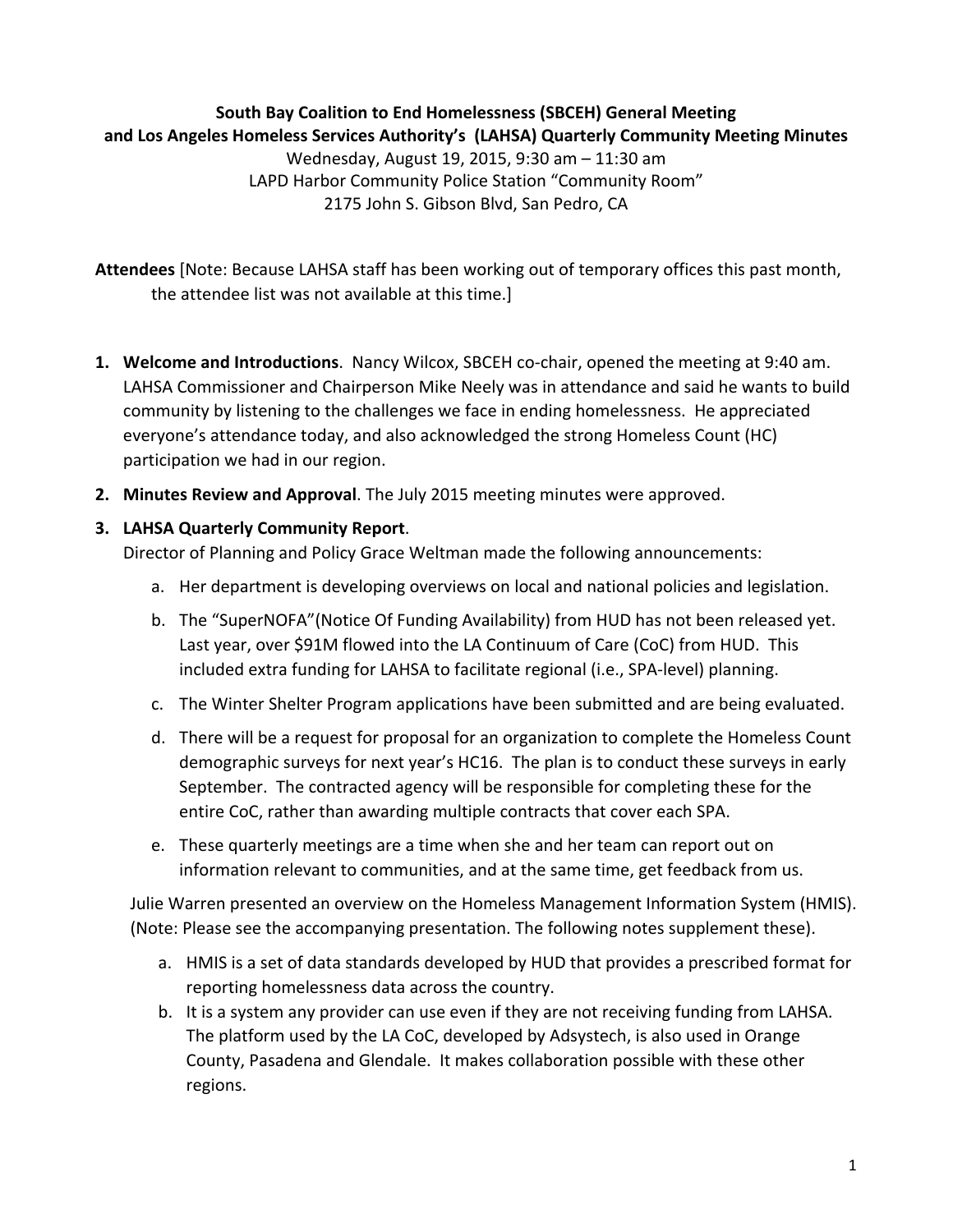**South Bay Coalition to End Homelessness (SBCEH) General Meeting and Los Angeles Homeless Services Authority's (LAHSA) Quarterly Community Meeting Minutes**

Wednesday, August 19, 2015, 9:30 am – 11:30 am
LAPD Harbor Community Police Station "Community Room"
2175 John S. Gibson Blvd, San Pedro, CA

**Attendees** [Note: Because LAHSA staff has been working out of temporary offices this past month, the attendee list was not available at this time.]

1. **Welcome and Introductions**. Nancy Wilcox, SBCEH co-chair, opened the meeting at 9:40 am. LAHSA Commissioner and Chairperson Mike Neely was in attendance and said he wants to build community by listening to the challenges we face in ending homelessness. He appreciated everyone's attendance today, and also acknowledged the strong Homeless Count (HC) participation we had in our region.

2. **Minutes Review and Approval**. The July 2015 meeting minutes were approved.

3. **LAHSA Quarterly Community Report**.
   Director of Planning and Policy Grace Weltman made the following announcements:

   a. Her department is developing overviews on local and national policies and legislation.
   b. The "SuperNOFA"(Notice Of Funding Availability) from HUD has not been released yet. Last year, over $91M flowed into the LA Continuum of Care (CoC) from HUD. This included extra funding for LAHSA to facilitate regional (i.e., SPA-level) planning.
   c. The Winter Shelter Program applications have been submitted and are being evaluated.
   d. There will be a request for proposal for an organization to complete the Homeless Count demographic surveys for next year's HC16. The plan is to conduct these surveys in early September. The contracted agency will be responsible for completing these for the entire CoC, rather than awarding multiple contracts that cover each SPA.
   e. These quarterly meetings are a time when she and her team can report out on information relevant to communities, and at the same time, get feedback from us.

   Julie Warren presented an overview on the Homeless Management Information System (HMIS). (Note: Please see the accompanying presentation. The following notes supplement these).

   a. HMIS is a set of data standards developed by HUD that provides a prescribed format for reporting homelessness data across the country.
   b. It is a system any provider can use even if they are not receiving funding from LAHSA. The platform used by the LA CoC, developed by Adsystech, is also used in Orange County, Pasadena and Glendale. It makes collaboration possible with these other regions.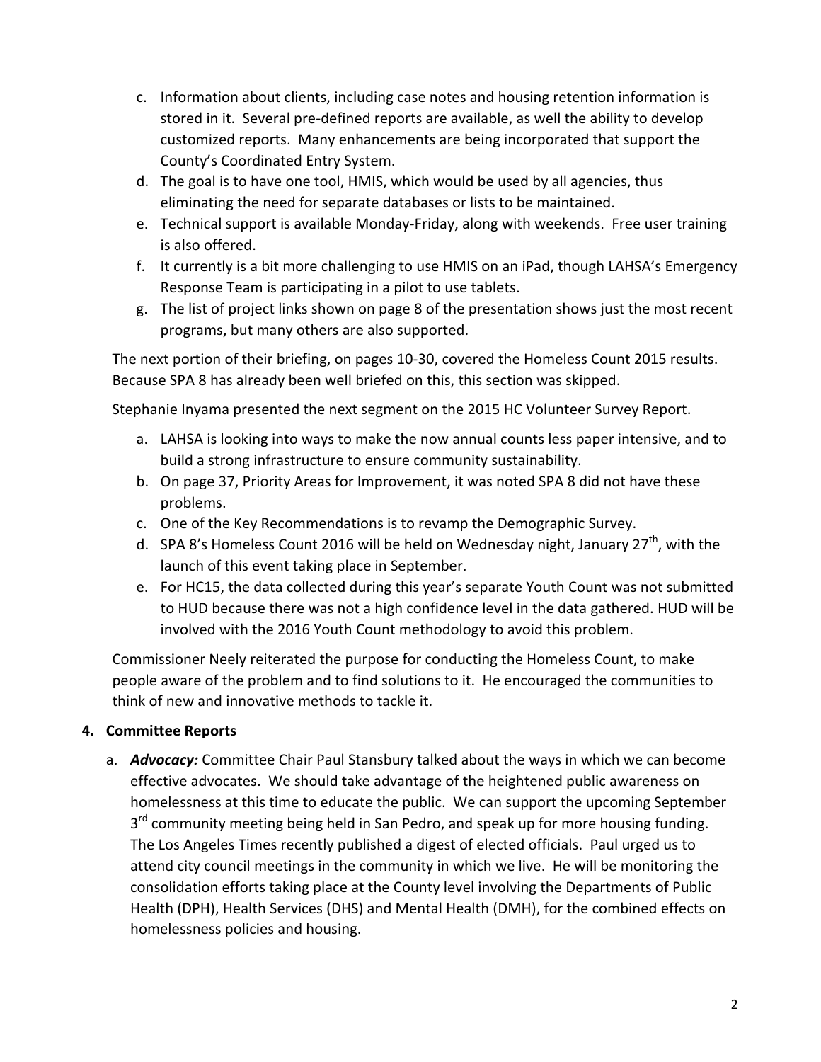c. Information about clients, including case notes and housing retention information is stored in it. Several pre-defined reports are available, as well the ability to develop customized reports. Many enhancements are being incorporated that support the County's Coordinated Entry System.
d. The goal is to have one tool, HMIS, which would be used by all agencies, thus eliminating the need for separate databases or lists to be maintained.
e. Technical support is available Monday-Friday, along with weekends. Free user training is also offered.
f. It currently is a bit more challenging to use HMIS on an iPad, though LAHSA's Emergency Response Team is participating in a pilot to use tablets.
g. The list of project links shown on page 8 of the presentation shows just the most recent programs, but many others are also supported.

The next portion of their briefing, on pages 10-30, covered the Homeless Count 2015 results. Because SPA 8 has already been well briefed on this, this section was skipped.

Stephanie Inyama presented the next segment on the 2015 HC Volunteer Survey Report.

a. LAHSA is looking into ways to make the now annual counts less paper intensive, and to build a strong infrastructure to ensure community sustainability.
b. On page 37, Priority Areas for Improvement, it was noted SPA 8 did not have these problems.
c. One of the Key Recommendations is to revamp the Demographic Survey.
d. SPA 8's Homeless Count 2016 will be held on Wednesday night, January 27th, with the launch of this event taking place in September.
e. For HC15, the data collected during this year's separate Youth Count was not submitted to HUD because there was not a high confidence level in the data gathered. HUD will be involved with the 2016 Youth Count methodology to avoid this problem.

Commissioner Neely reiterated the purpose for conducting the Homeless Count, to make people aware of the problem and to find solutions to it. He encouraged the communities to think of new and innovative methods to tackle it.

**4. Committee Reports**

a. ***Advocacy:*** Committee Chair Paul Stansbury talked about the ways in which we can become effective advocates. We should take advantage of the heightened public awareness on homelessness at this time to educate the public. We can support the upcoming September 3rd community meeting being held in San Pedro, and speak up for more housing funding. The Los Angeles Times recently published a digest of elected officials. Paul urged us to attend city council meetings in the community in which we live. He will be monitoring the consolidation efforts taking place at the County level involving the Departments of Public Health (DPH), Health Services (DHS) and Mental Health (DMH), for the combined effects on homelessness policies and housing.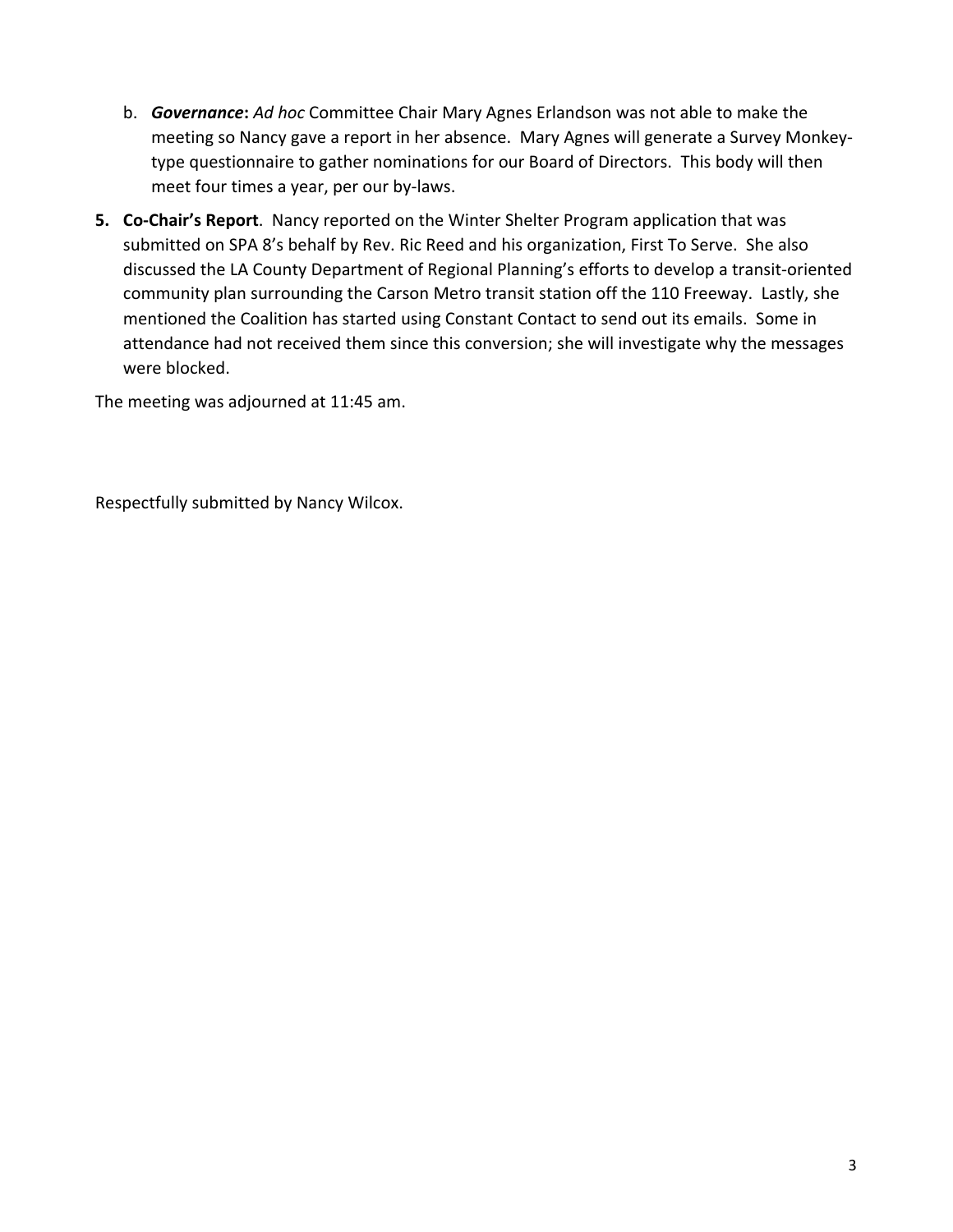b. ***Governance*****:** *Ad hoc* Committee Chair Mary Agnes Erlandson was not able to make the meeting so Nancy gave a report in her absence. Mary Agnes will generate a Survey Monkey-type questionnaire to gather nominations for our Board of Directors. This body will then meet four times a year, per our by-laws.

5. **Co-Chair's Report**. Nancy reported on the Winter Shelter Program application that was submitted on SPA 8's behalf by Rev. Ric Reed and his organization, First To Serve. She also discussed the LA County Department of Regional Planning's efforts to develop a transit-oriented community plan surrounding the Carson Metro transit station off the 110 Freeway. Lastly, she mentioned the Coalition has started using Constant Contact to send out its emails. Some in attendance had not received them since this conversion; she will investigate why the messages were blocked.

The meeting was adjourned at 11:45 am.

Respectfully submitted by Nancy Wilcox.